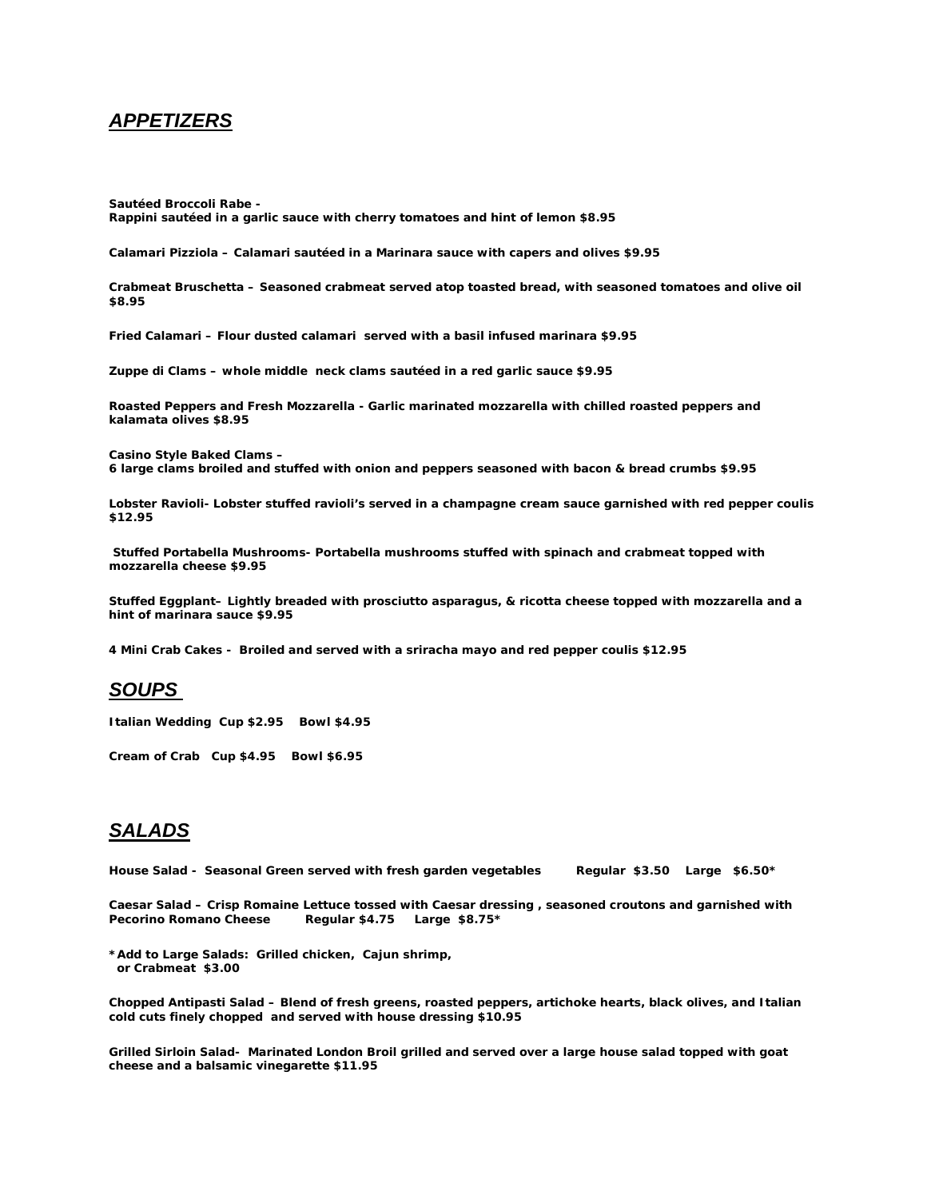## ***APPETIZERS***

**Sautéed Broccoli Rabe -**
**Rappini sautéed in a garlic sauce with cherry tomatoes and hint of lemon $8.95**

**Calamari Pizziola – Calamari sautéed in a Marinara sauce with capers and olives $9.95**

**Crabmeat Bruschetta – Seasoned crabmeat served atop toasted bread, with seasoned tomatoes and olive oil $8.95**

**Fried Calamari – Flour dusted calamari served with a basil infused marinara $9.95**

**Zuppe di Clams – whole middle neck clams sautéed in a red garlic sauce $9.95**

**Roasted Peppers and Fresh Mozzarella - Garlic marinated mozzarella with chilled roasted peppers and kalamata olives $8.95**

**Casino Style Baked Clams –**
**6 large clams broiled and stuffed with onion and peppers seasoned with bacon & bread crumbs $9.95**

**Lobster Ravioli- Lobster stuffed ravioli's served in a champagne cream sauce garnished with red pepper coulis $12.95**

**Stuffed Portabella Mushrooms- Portabella mushrooms stuffed with spinach and crabmeat topped with mozzarella cheese $9.95**

**Stuffed Eggplant– Lightly breaded with prosciutto asparagus, & ricotta cheese topped with mozzarella and a hint of marinara sauce $9.95**

**4 Mini Crab Cakes - Broiled and served with a sriracha mayo and red pepper coulis $12.95**

## ***SOUPS***

**Italian Wedding Cup $2.95 Bowl $4.95**

**Cream of Crab Cup $4.95 Bowl $6.95**

## ***SALADS***

**House Salad - Seasonal Green served with fresh garden vegetables Regular $3.50 Large $6.50***

**Caesar Salad – Crisp Romaine Lettuce tossed with Caesar dressing , seasoned croutons and garnished with Pecorino Romano Cheese Regular $4.75 Large $8.75***

**\*Add to Large Salads: Grilled chicken, Cajun shrimp, or Crabmeat $3.00**

**Chopped Antipasti Salad – Blend of fresh greens, roasted peppers, artichoke hearts, black olives, and Italian cold cuts finely chopped and served with house dressing $10.95**

**Grilled Sirloin Salad- Marinated London Broil grilled and served over a large house salad topped with goat cheese and a balsamic vinegarette $11.95**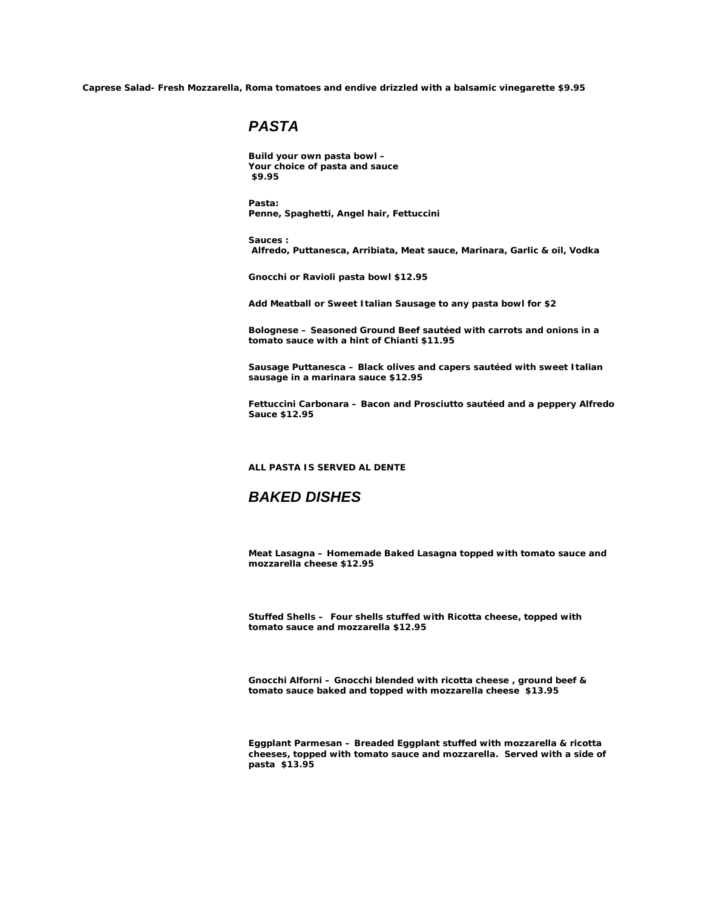**Caprese Salad- Fresh Mozzarella, Roma tomatoes and endive drizzled with a balsamic vinegarette $9.95**

## *PASTA*

**Build your own pasta bowl –**
**Your choice of pasta and sauce**
**$9.95**

**Pasta:**
**Penne, Spaghetti, Angel hair, Fettuccini**

**Sauces :**
**Alfredo, Puttanesca, Arribiata, Meat sauce, Marinara, Garlic & oil, Vodka**

**Gnocchi or Ravioli pasta bowl $12.95**

**Add Meatball or Sweet Italian Sausage to any pasta bowl for $2**

**Bolognese – Seasoned Ground Beef sautéed with carrots and onions in a tomato sauce with a hint of Chianti $11.95**

**Sausage Puttanesca – Black olives and capers sautéed with sweet Italian sausage in a marinara sauce $12.95**

**Fettuccini Carbonara – Bacon and Prosciutto sautéed and a peppery Alfredo Sauce $12.95**

**ALL PASTA IS SERVED AL DENTE**

## *BAKED DISHES*

**Meat Lasagna – Homemade Baked Lasagna topped with tomato sauce and mozzarella cheese $12.95**

**Stuffed Shells – Four shells stuffed with Ricotta cheese, topped with tomato sauce and mozzarella $12.95**

**Gnocchi Alforni – Gnocchi blended with ricotta cheese , ground beef & tomato sauce baked and topped with mozzarella cheese $13.95**

**Eggplant Parmesan – Breaded Eggplant stuffed with mozzarella & ricotta cheeses, topped with tomato sauce and mozzarella. Served with a side of pasta $13.95**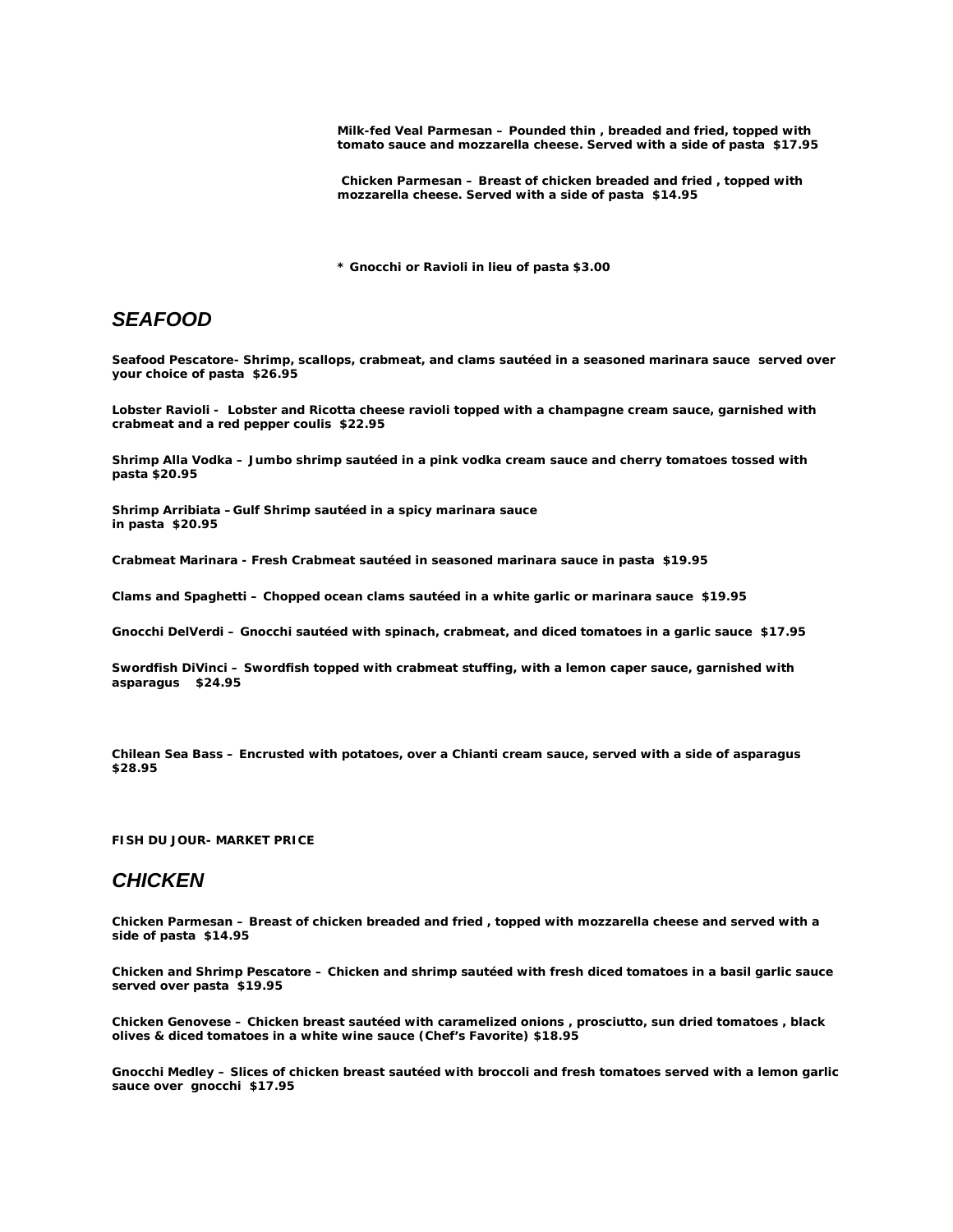**Milk-fed Veal Parmesan – Pounded thin , breaded and fried, topped with tomato sauce and mozzarella cheese. Served with a side of pasta $17.95**

**Chicken Parmesan – Breast of chicken breaded and fried , topped with mozzarella cheese. Served with a side of pasta $14.95**

**\* Gnocchi or Ravioli in lieu of pasta $3.00**

## *SEAFOOD*

**Seafood Pescatore- Shrimp, scallops, crabmeat, and clams sautéed in a seasoned marinara sauce served over your choice of pasta $26.95**

**Lobster Ravioli - Lobster and Ricotta cheese ravioli topped with a champagne cream sauce, garnished with crabmeat and a red pepper coulis $22.95**

**Shrimp Alla Vodka – Jumbo shrimp sautéed in a pink vodka cream sauce and cherry tomatoes tossed with pasta $20.95**

**Shrimp Arribiata – Gulf Shrimp sautéed in a spicy marinara sauce in pasta $20.95**

**Crabmeat Marinara - Fresh Crabmeat sautéed in seasoned marinara sauce in pasta $19.95**

**Clams and Spaghetti – Chopped ocean clams sautéed in a white garlic or marinara sauce $19.95**

**Gnocchi DelVerdi – Gnocchi sautéed with spinach, crabmeat, and diced tomatoes in a garlic sauce $17.95**

**Swordfish DiVinci – Swordfish topped with crabmeat stuffing, with a lemon caper sauce, garnished with asparagus $24.95**

**Chilean Sea Bass – Encrusted with potatoes, over a Chianti cream sauce, served with a side of asparagus $28.95**

**FISH DU JOUR- MARKET PRICE**

## *CHICKEN*

**Chicken Parmesan – Breast of chicken breaded and fried , topped with mozzarella cheese and served with a side of pasta $14.95**

**Chicken and Shrimp Pescatore – Chicken and shrimp sautéed with fresh diced tomatoes in a basil garlic sauce served over pasta $19.95**

**Chicken Genovese – Chicken breast sautéed with caramelized onions , prosciutto, sun dried tomatoes , black olives & diced tomatoes in a white wine sauce (Chef's Favorite) $18.95**

**Gnocchi Medley – Slices of chicken breast sautéed with broccoli and fresh tomatoes served with a lemon garlic sauce over gnocchi $17.95**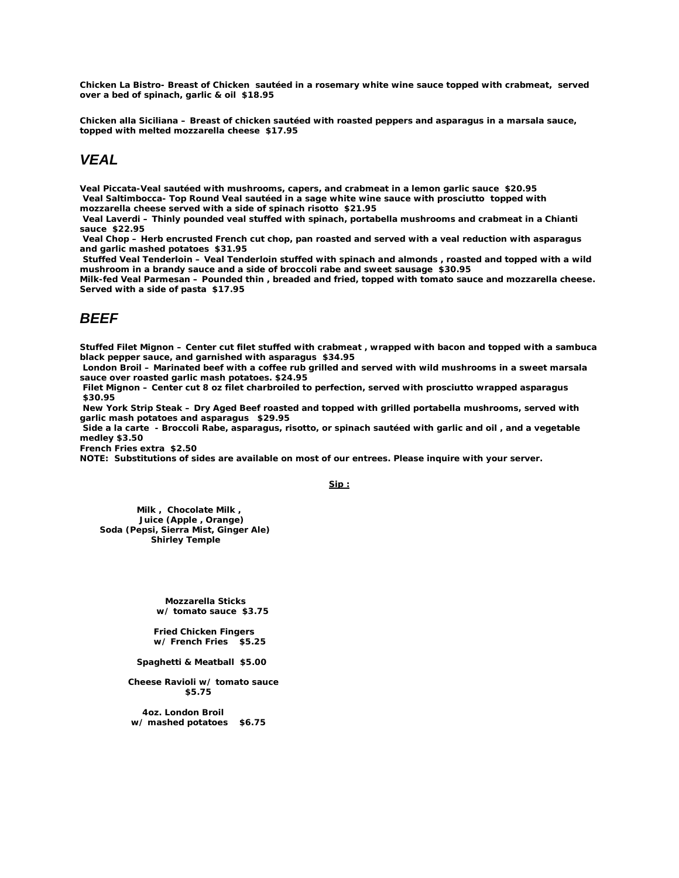**Chicken La Bistro- Breast of Chicken sautéed in a rosemary white wine sauce topped with crabmeat, served over a bed of spinach, garlic & oil $18.95**

**Chicken alla Siciliana – Breast of chicken sautéed with roasted peppers and asparagus in a marsala sauce, topped with melted mozzarella cheese $17.95**

## *VEAL*

**Veal Piccata-Veal sautéed with mushrooms, capers, and crabmeat in a lemon garlic sauce $20.95**
**Veal Saltimbocca- Top Round Veal sautéed in a sage white wine sauce with prosciutto topped with mozzarella cheese served with a side of spinach risotto $21.95**
**Veal Laverdi – Thinly pounded veal stuffed with spinach, portabella mushrooms and crabmeat in a Chianti sauce $22.95**
**Veal Chop – Herb encrusted French cut chop, pan roasted and served with a veal reduction with asparagus and garlic mashed potatoes $31.95**
**Stuffed Veal Tenderloin – Veal Tenderloin stuffed with spinach and almonds , roasted and topped with a wild mushroom in a brandy sauce and a side of broccoli rabe and sweet sausage $30.95**
**Milk-fed Veal Parmesan – Pounded thin , breaded and fried, topped with tomato sauce and mozzarella cheese. Served with a side of pasta $17.95**

## *BEEF*

**Stuffed Filet Mignon – Center cut filet stuffed with crabmeat , wrapped with bacon and topped with a sambuca black pepper sauce, and garnished with asparagus $34.95**
**London Broil – Marinated beef with a coffee rub grilled and served with wild mushrooms in a sweet marsala sauce over roasted garlic mash potatoes. $24.95**
**Filet Mignon – Center cut 8 oz filet charbroiled to perfection, served with prosciutto wrapped asparagus $30.95**
**New York Strip Steak – Dry Aged Beef roasted and topped with grilled portabella mushrooms, served with garlic mash potatoes and asparagus $29.95**
**Side a la carte - Broccoli Rabe, asparagus, risotto, or spinach sautéed with garlic and oil , and a vegetable medley $3.50**
**French Fries extra $2.50**
**NOTE: Substitutions of sides are available on most of our entrees. Please inquire with your server.**

**Sip :**

**Milk , Chocolate Milk ,**
**Juice (Apple , Orange)**
**Soda (Pepsi, Sierra Mist, Ginger Ale)**
**Shirley Temple**

**Mozzarella Sticks**
**w/ tomato sauce $3.75**

**Fried Chicken Fingers**
**w/ French Fries $5.25**

**Spaghetti & Meatball $5.00**

**Cheese Ravioli w/ tomato sauce**
**$5.75**

**4oz. London Broil**
**w/ mashed potatoes $6.75**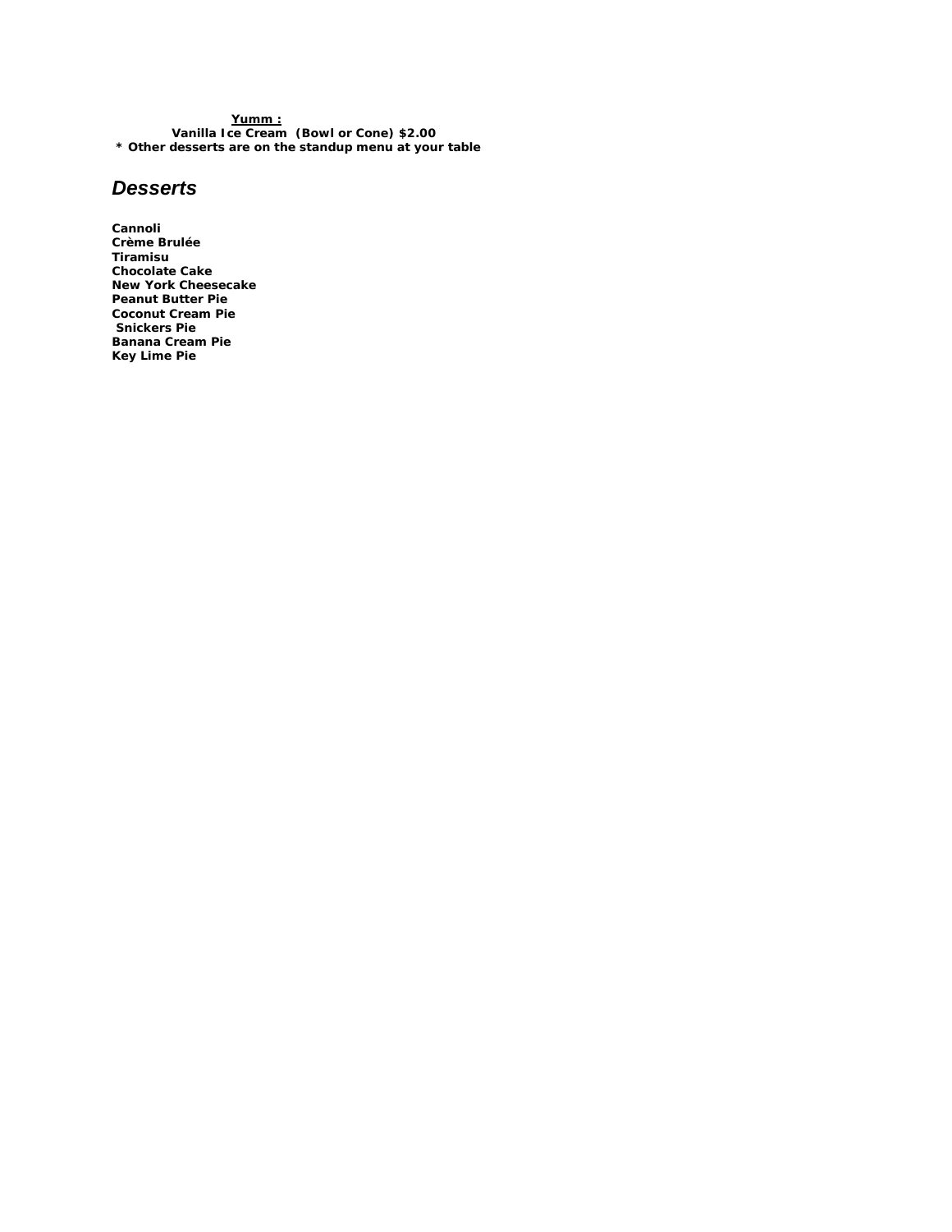**<u>Yumm :</u>**

**Vanilla Ice Cream (Bowl or Cone) $2.00**

**\* Other desserts are on the standup menu at your table**

## *Desserts*

**Cannoli**
**Crème Brulée**
**Tiramisu**
**Chocolate Cake**
**New York Cheesecake**
**Peanut Butter Pie**
**Coconut Cream Pie**
**Snickers Pie**
**Banana Cream Pie**
**Key Lime Pie**